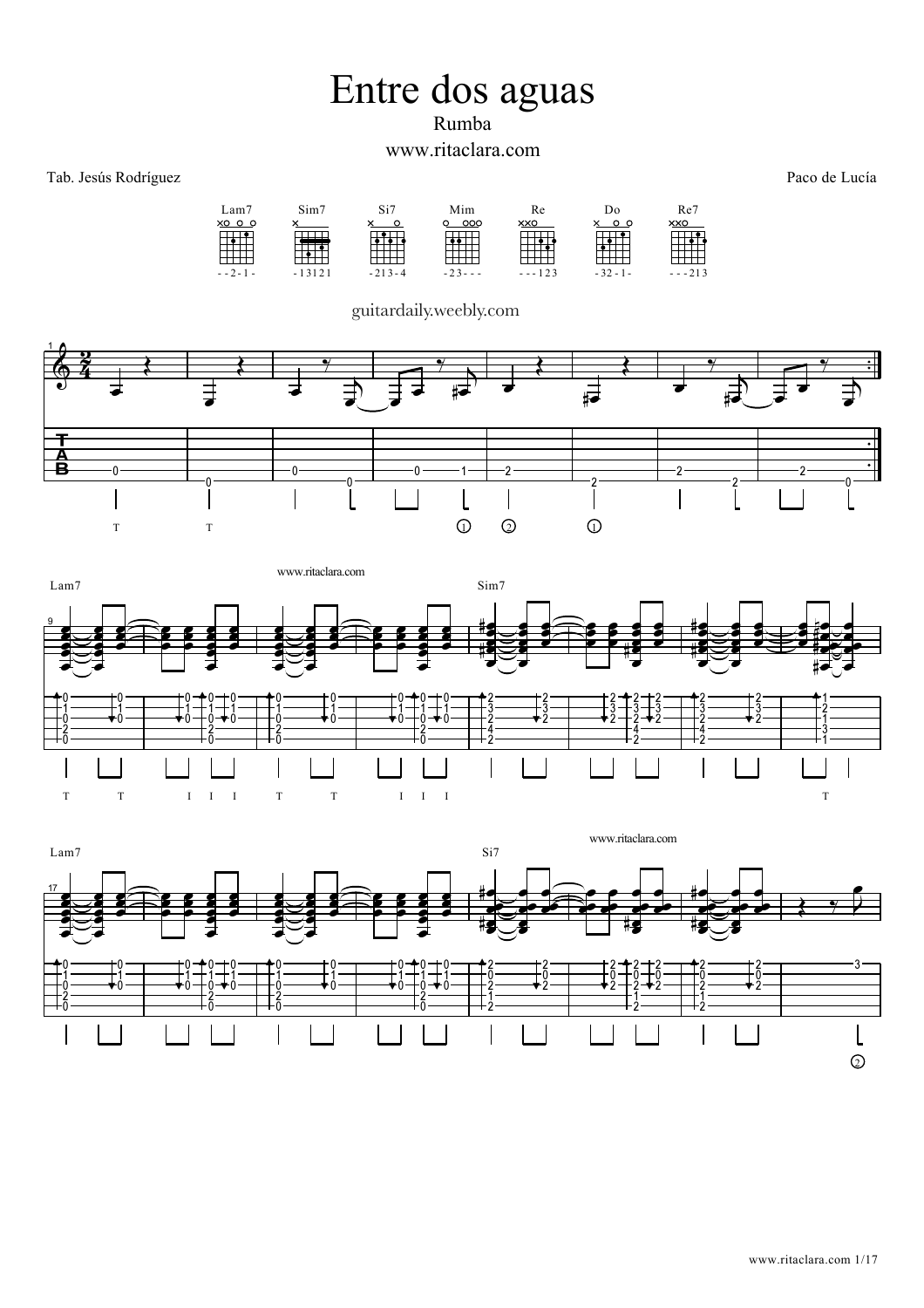# Entre dos aguas

Rumba

www.ritaclara.com

Tab. Jesús Rodríguez

Paco de Lucía

Lam7 — Sim7 — Si7 — Mim — Re — Do — Re7

- - 2 - 1 - | - 1 3 1 2 1 | - 2 1 3 - 4 | - 2 3 - - - | - - - 1 2 3 | - 3 2 - 1 - | - - - 2 1 3

guitardaily.weebly.com

www.ritaclara.com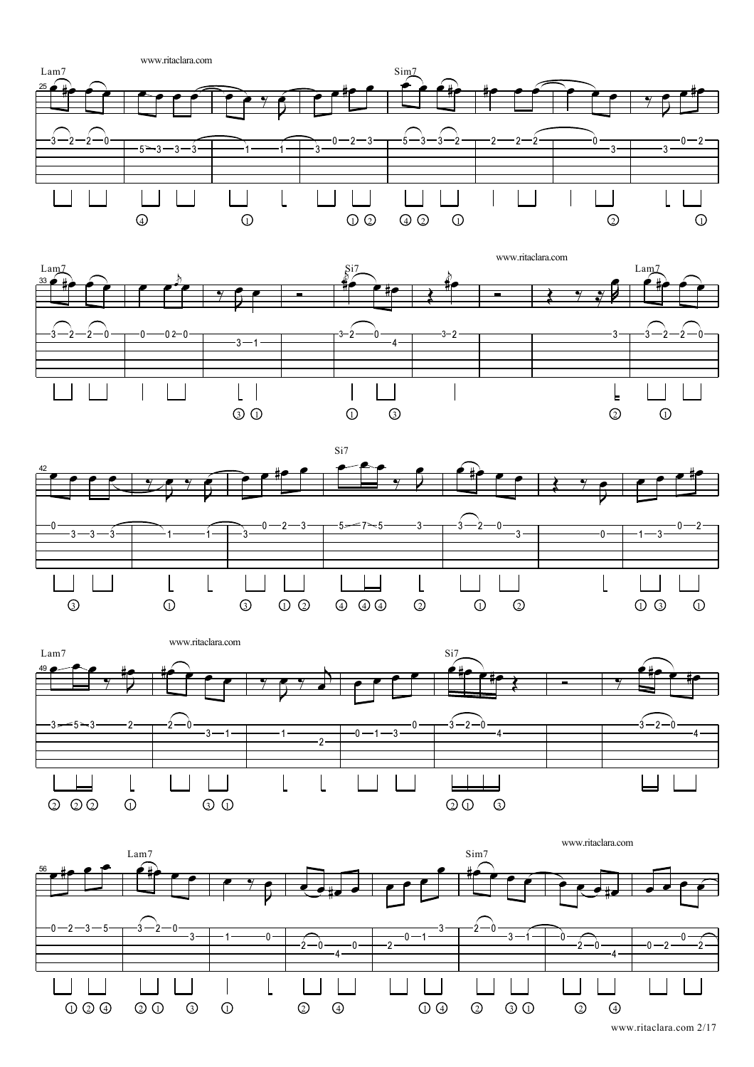Lam7 Sim7

Lam7 Si7 Lam7

Si7

Lam7 Si7

Lam7 Sim7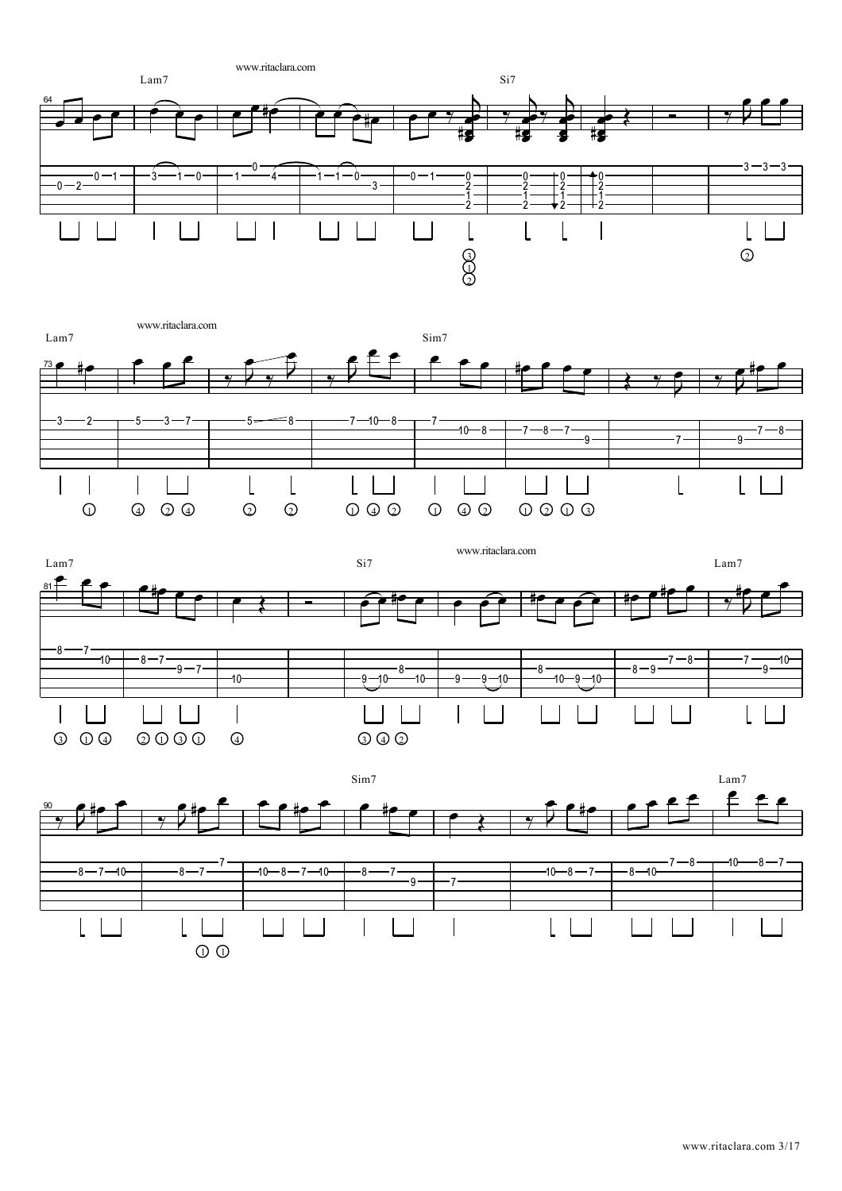www.ritaclara.com

Lam7 Si7

www.ritaclara.com

Lam7 Sim7

www.ritaclara.com

Lam7 Si7 Lam7

Sim7 Lam7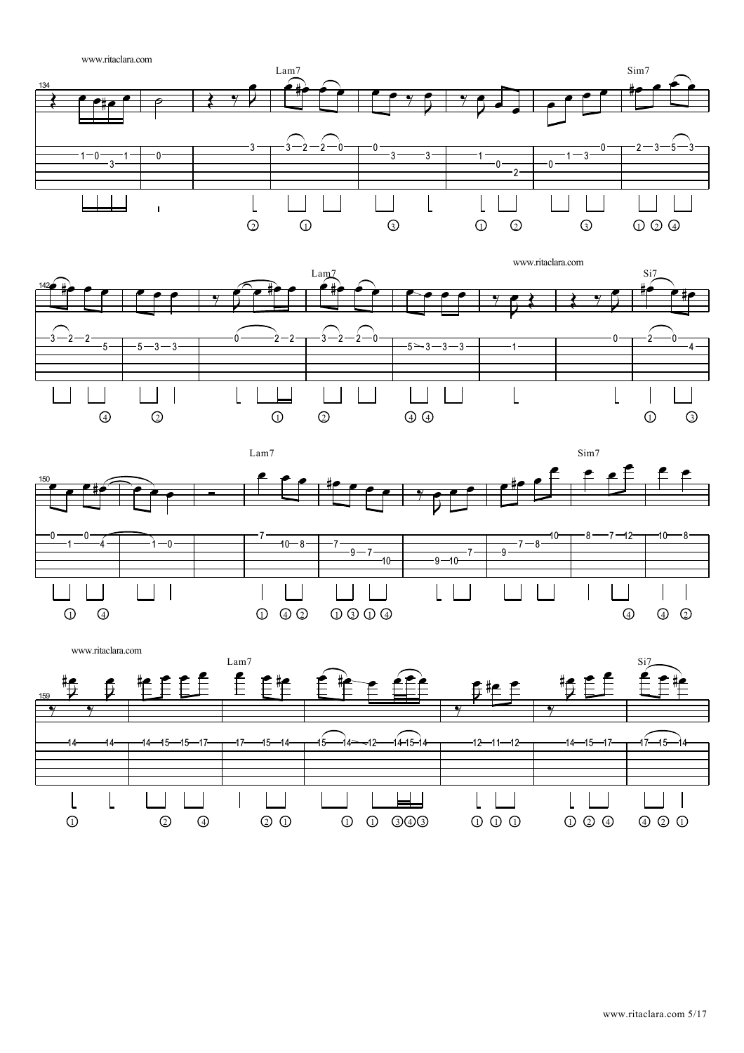134 Lam7 Sim7

142 Lam7 Si7

150 Lam7 Sim7

159 Lam7 Si7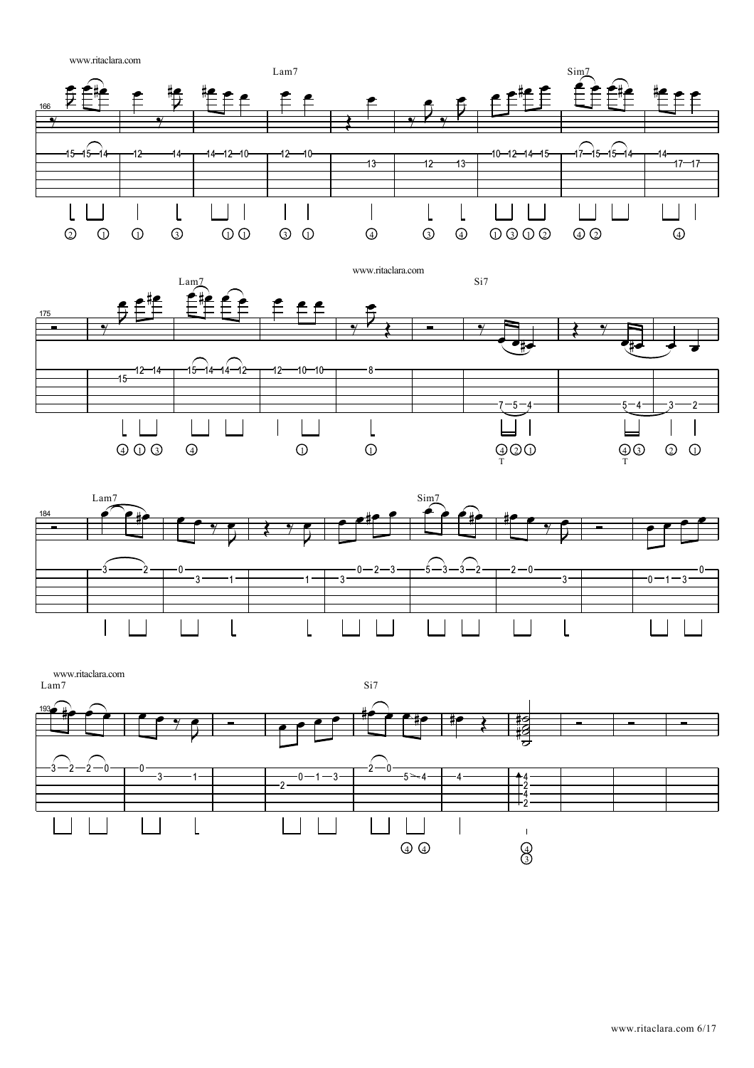166

Lam7

Sim7

175

Lam7

Si7

184

Lam7

Sim7

193

Lam7

Si7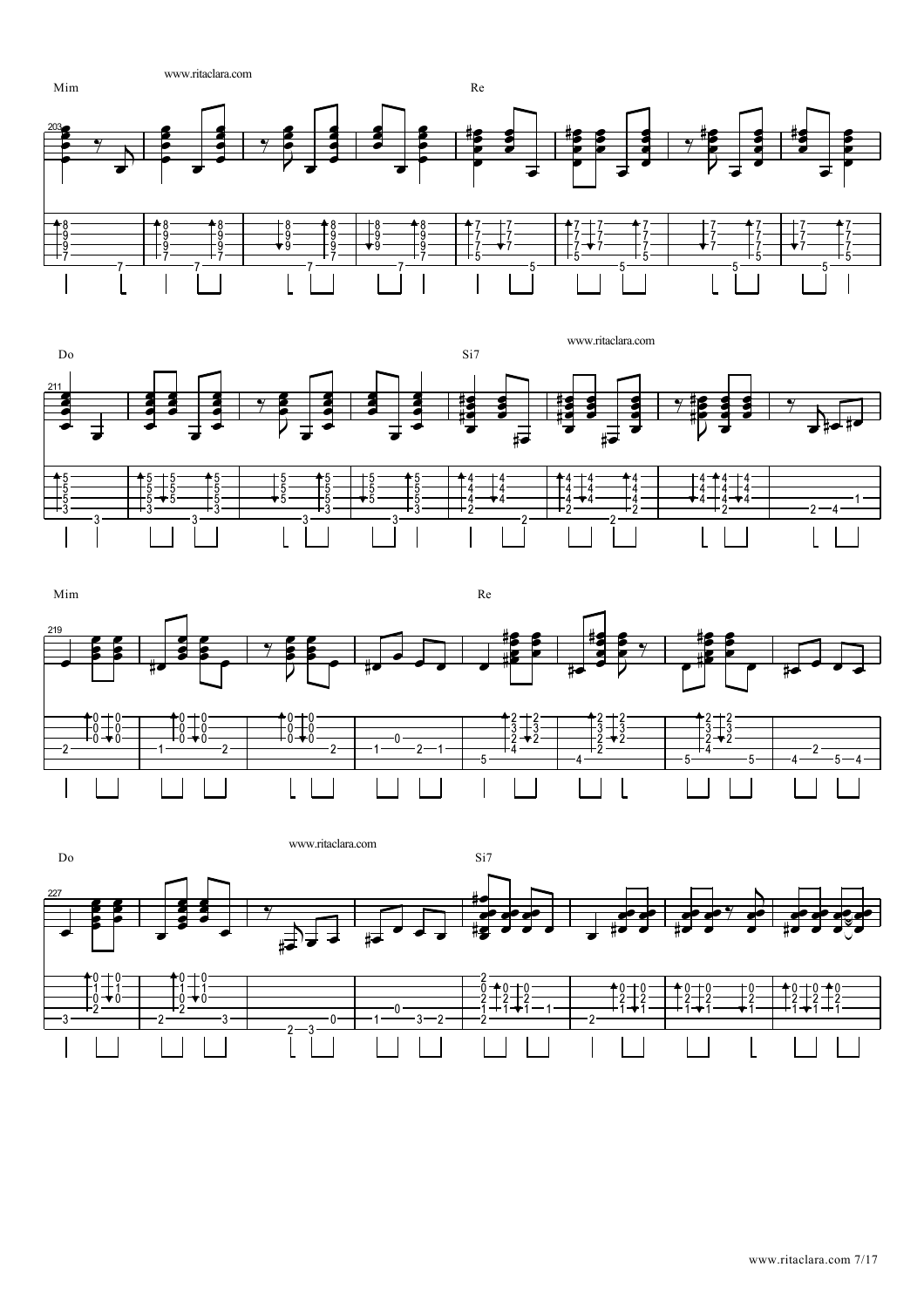Mim

Re

Do

Si7

Mim

Re

Do

Si7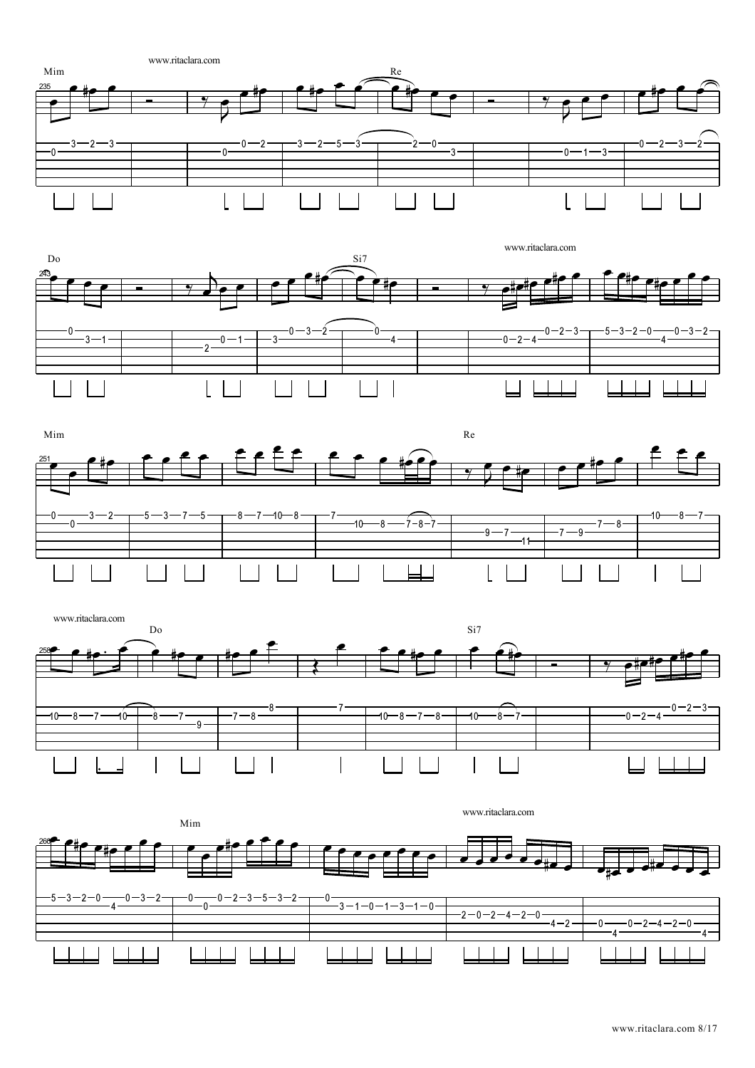Mim Re

Do Si7

Mim Re

Do Si7

Mim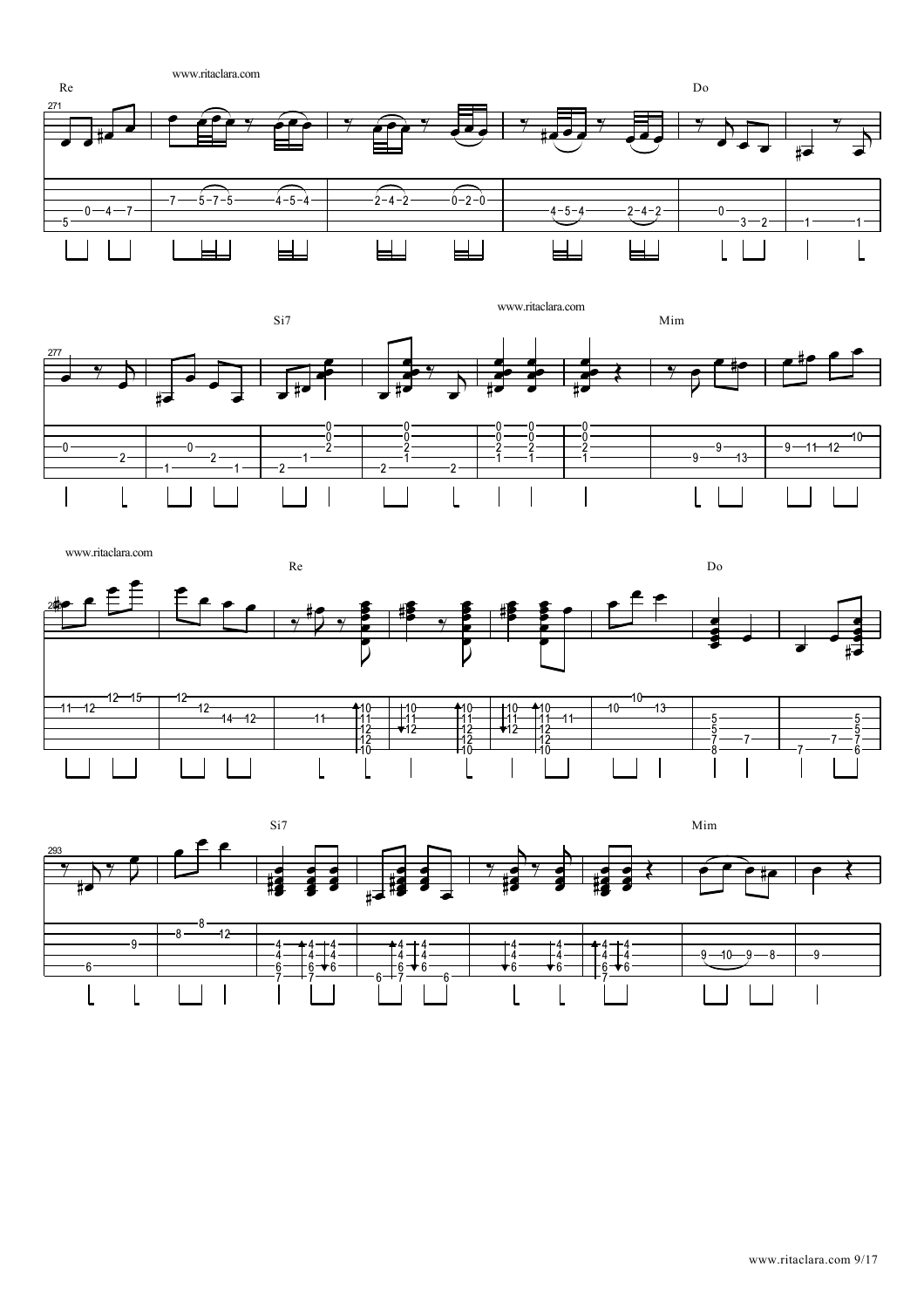www.ritaclara.com

Re Do

Si7 Mim

www.ritaclara.com

Re Do

Si7 Mim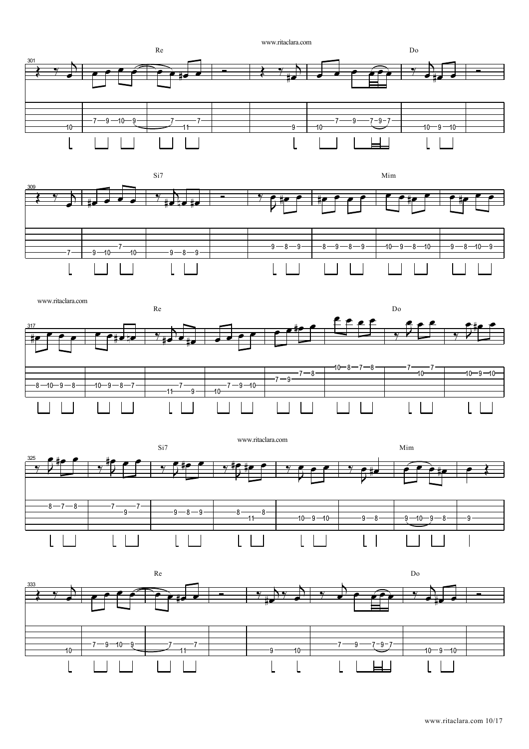Re

Do

Si7

Mim

Re

Do

Si7

Mim

Re

Do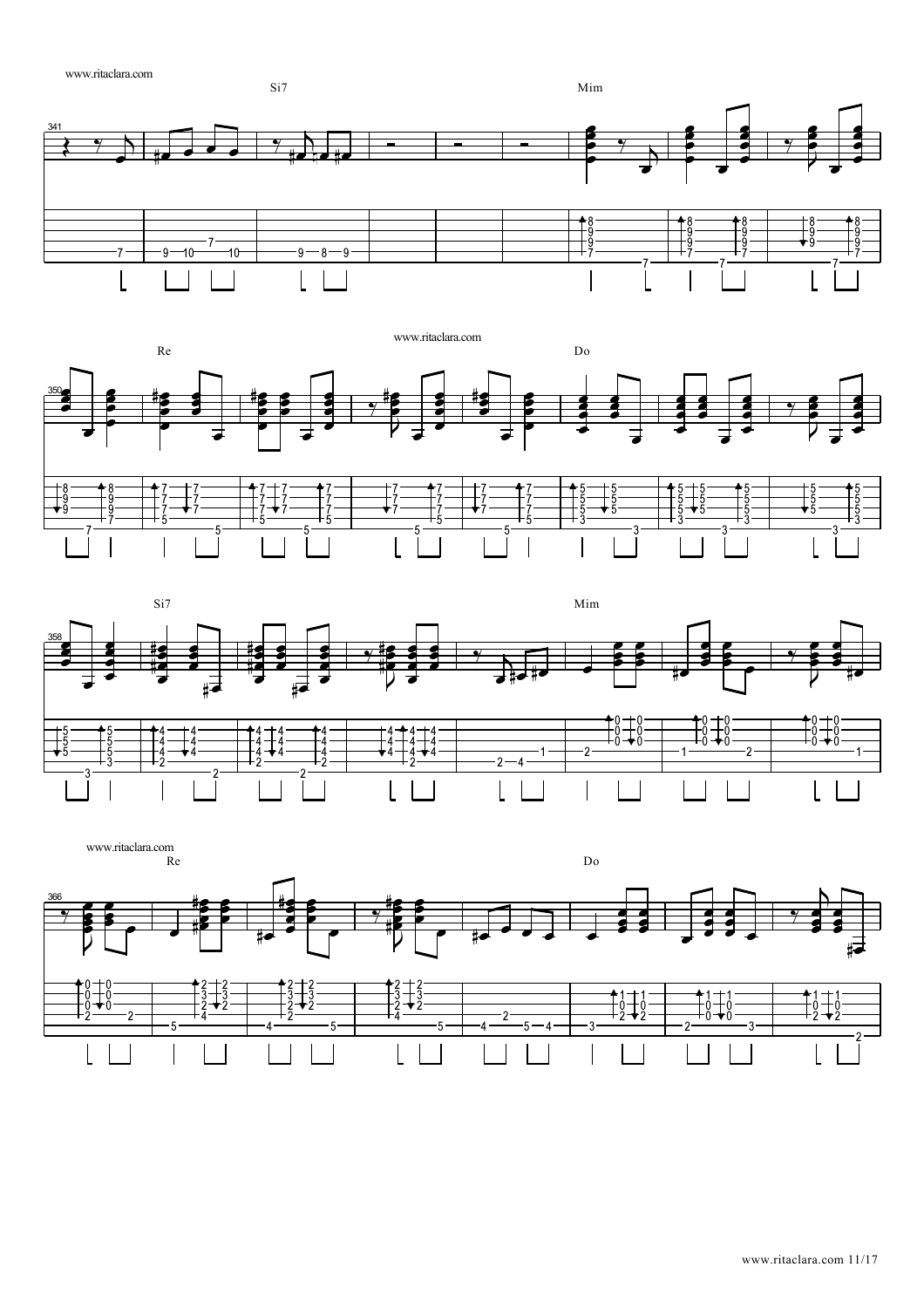Si7

Mim

Re

Do

Si7

Mim

Re

Do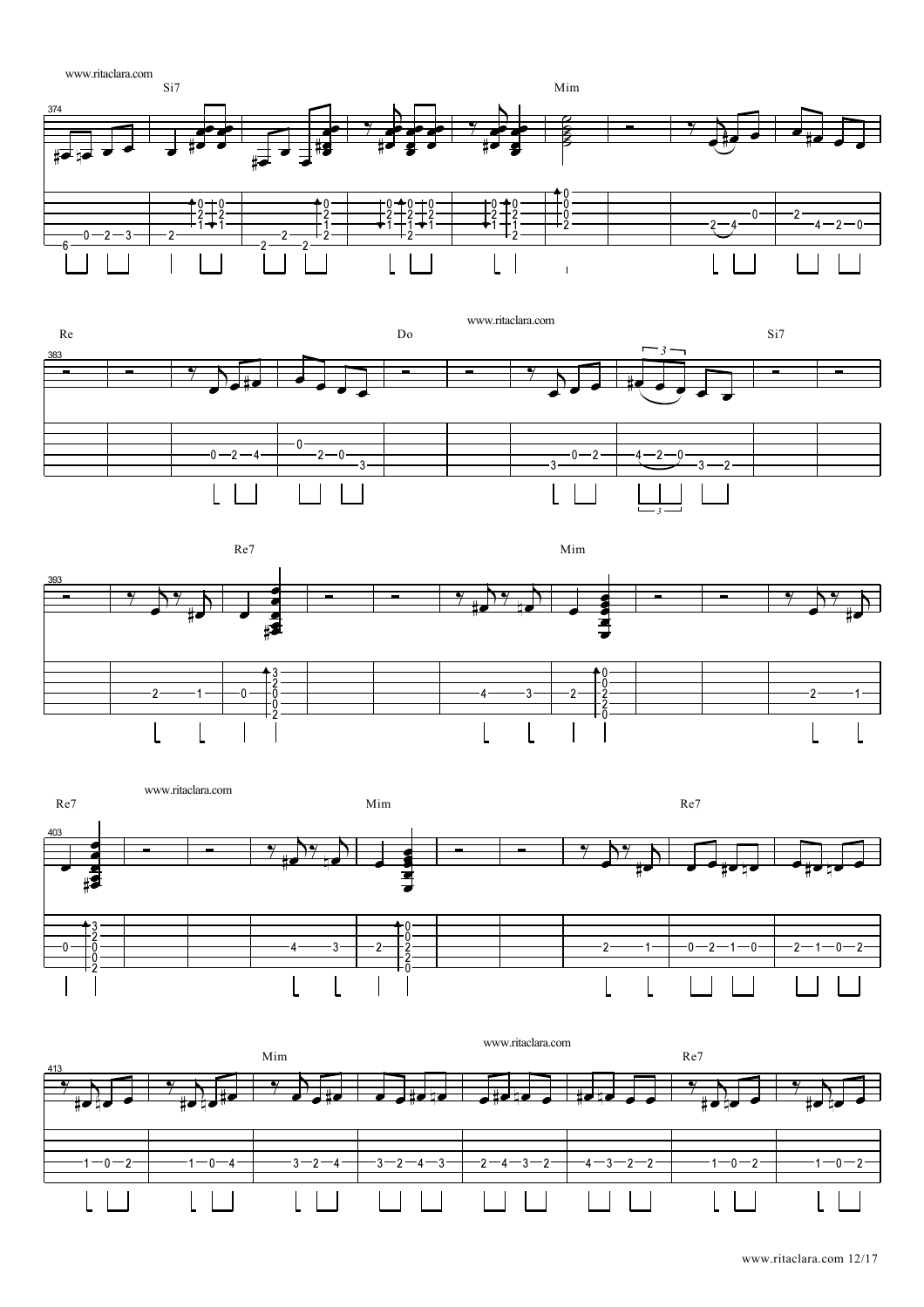374 Si7 — Mim

383 Re — Do — Si7

393 Re7 — Mim

403 Re7 — Mim — Re7

413 Mim — Re7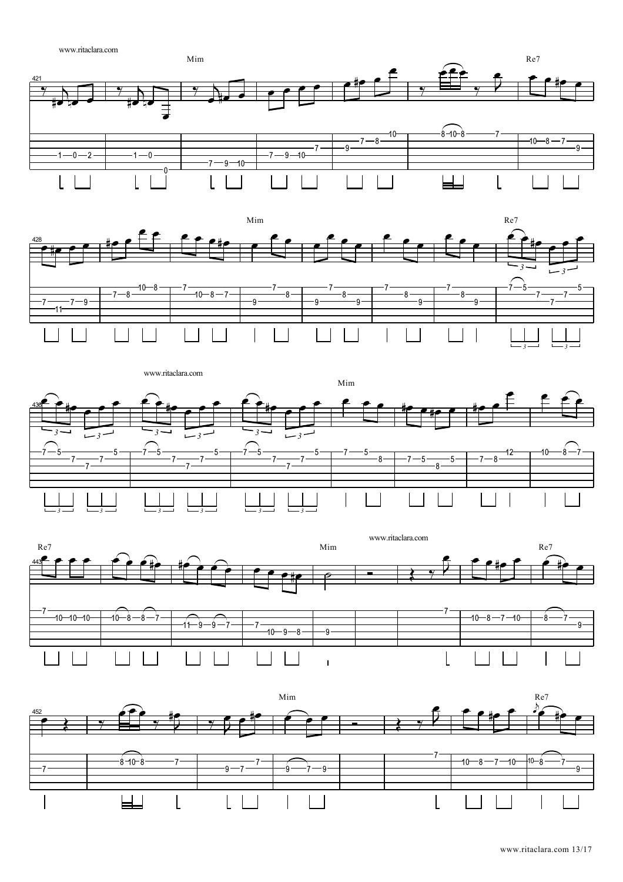Mim

Re7

Mim

Re7

Mim

Re7

Mim

Re7

Mim

Re7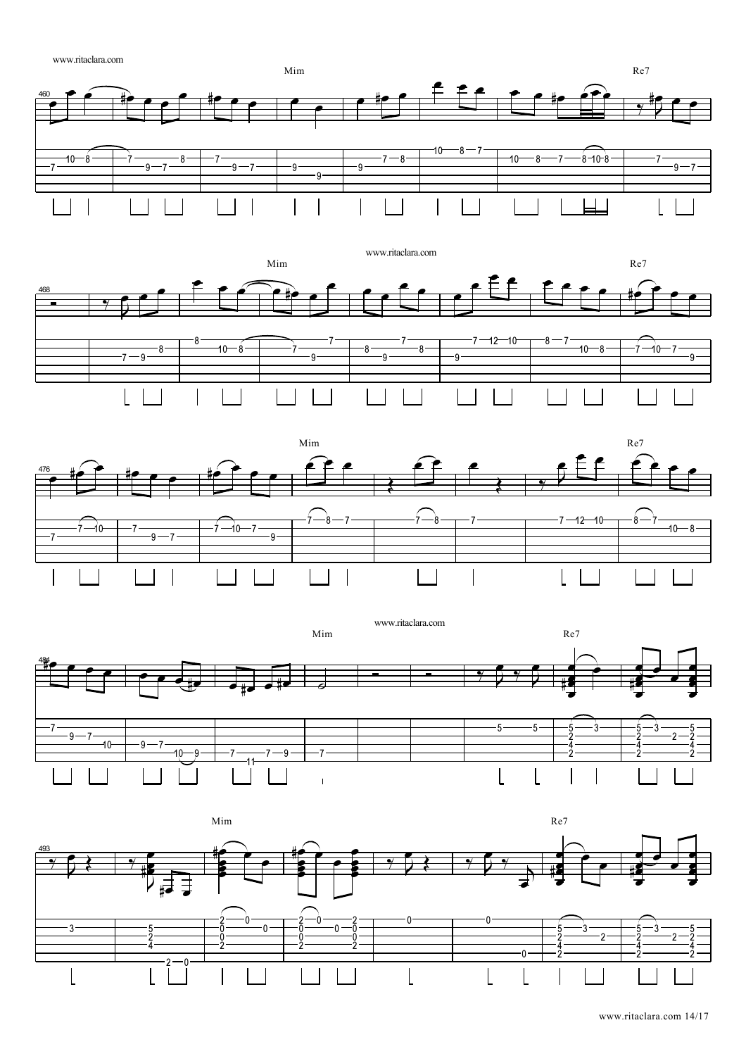Mim

Re7

Mim

Re7

Mim

Re7

Mim

Re7

Mim

Re7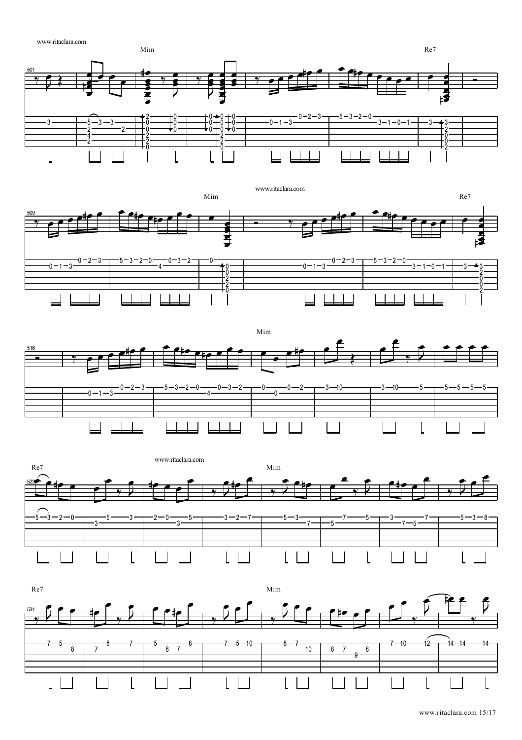501 Mim Re7

509 Mim Re7

516 Mim

523 Re7 Mim

531 Re7 Mim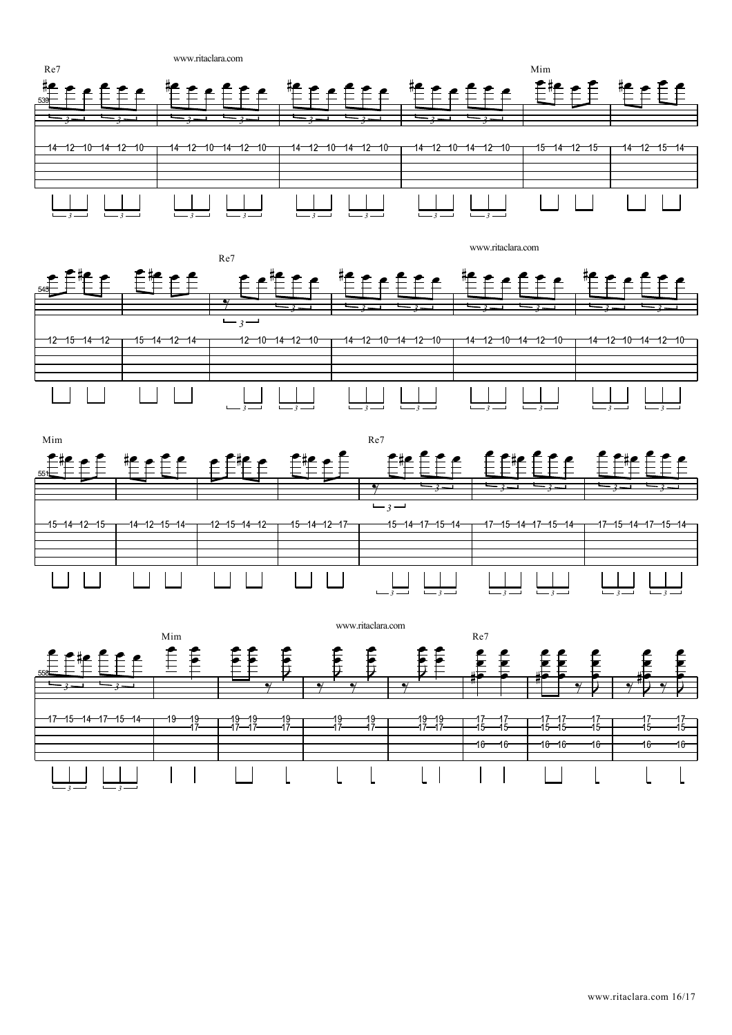```
Re7                                                                                      Mim
539
|-14-12-10-14-12-10-|-14-12-10-14-12-10-|-14-12-10-14-12-10-|-14-12-10-14-12-10-|-15-14-12-15-|-14-12-15-14-|
```

```
                            Re7
545
|-12-15-14-12-|-15-14-12-14-|-12-10-14-12-10-|-14-12-10-14-12-10-|-14-12-10-14-12-10-|-14-12-10-14-12-10-|
```

```
Mim                                                       Re7
551
|-15-14-12-15-|-14-12-15-14-|-12-15-14-12-|-15-14-12-17-|-15-14-17-15-14-|-17-15-14-17-15-14-|-17-15-14-17-15-14-|
```

```
                      Mim                                                  Re7
558
|-17-15-14-17-15-14-|-19-19-|-19-19-19-|-19-19-|-19-19-|-17-17-|-17-17-17-|-17-17-|
|-------------------|----17-|-17-17-17-|-17-17-|-17-17-|-15-15-|-15-15-15-|-15-15-|
|-------------------|-------|----------|-------|-------|-16-16-|-16-16-16-|-16-16-|
```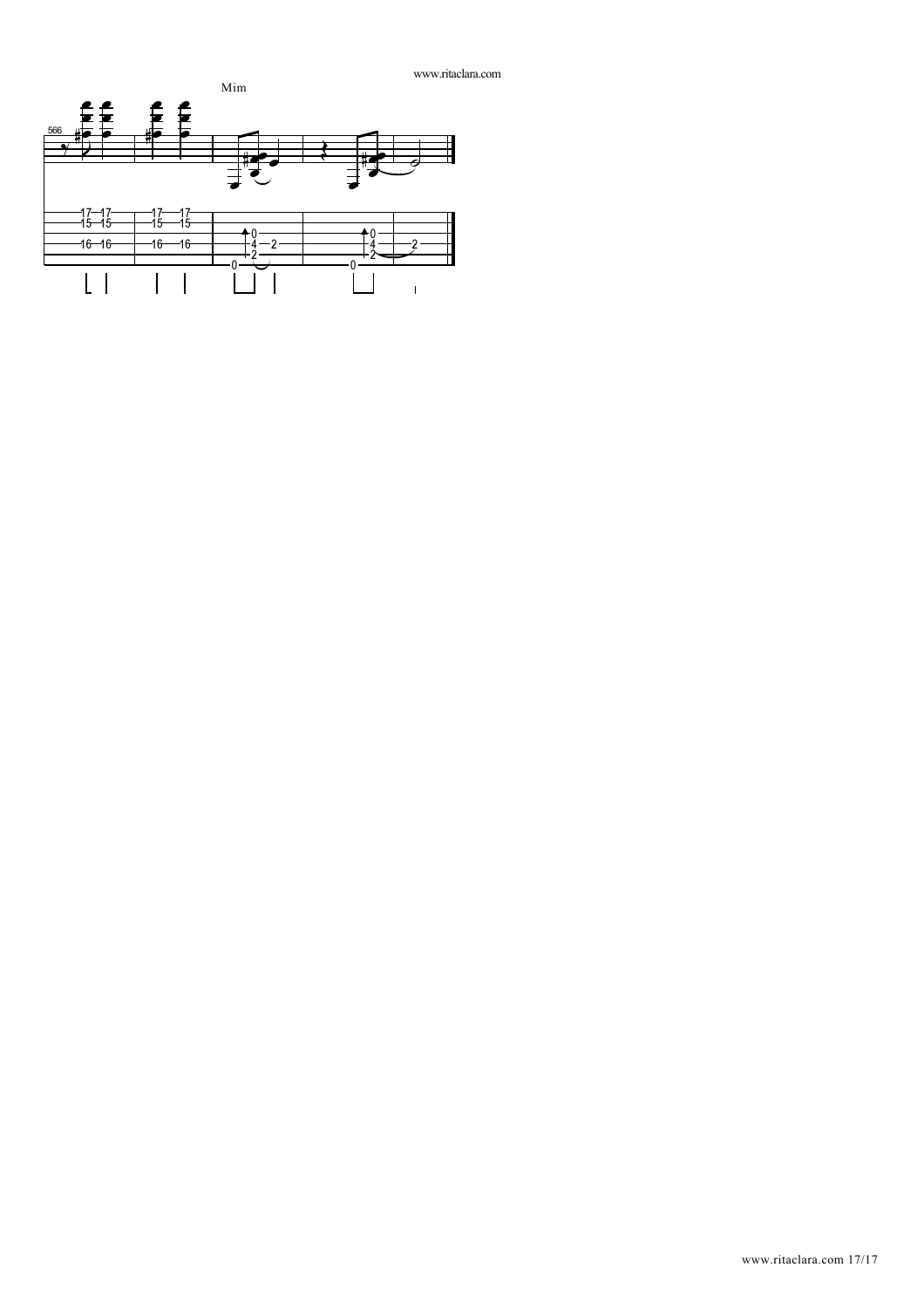Mim